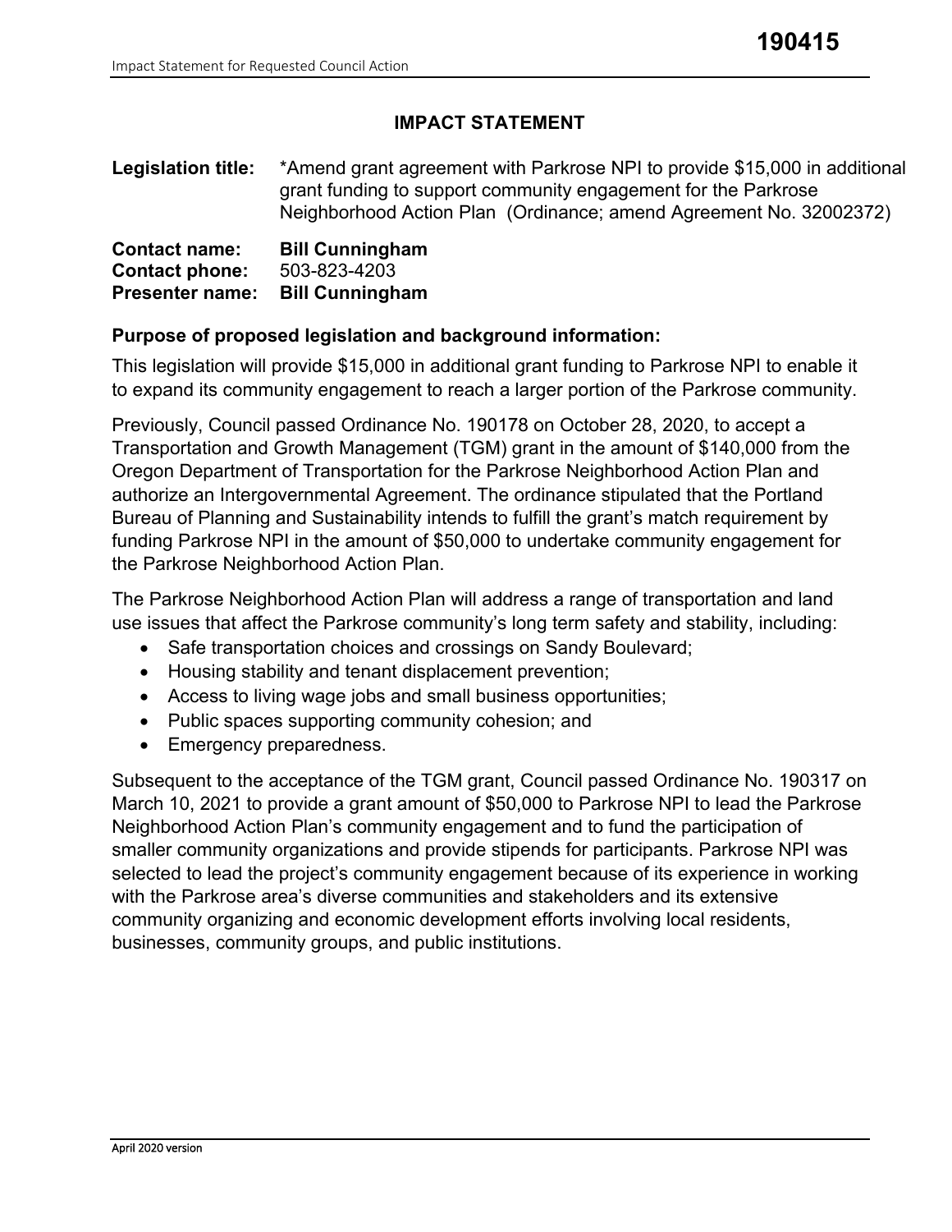190415

# IMPACT STATEMENT

**Legislation title:** *Amend grant agreement with Parkrose NPI to provide $15,000 in additional grant funding to support community engagement for the Parkrose Neighborhood Action Plan (Ordinance; amend Agreement No. 32002372)

**Contact name:** **Bill Cunningham**
**Contact phone:** 503-823-4203
**Presenter name:** **Bill Cunningham**

**Purpose of proposed legislation and background information:**

This legislation will provide $15,000 in additional grant funding to Parkrose NPI to enable it to expand its community engagement to reach a larger portion of the Parkrose community.

Previously, Council passed Ordinance No. 190178 on October 28, 2020, to accept a Transportation and Growth Management (TGM) grant in the amount of $140,000 from the Oregon Department of Transportation for the Parkrose Neighborhood Action Plan and authorize an Intergovernmental Agreement. The ordinance stipulated that the Portland Bureau of Planning and Sustainability intends to fulfill the grant's match requirement by funding Parkrose NPI in the amount of $50,000 to undertake community engagement for the Parkrose Neighborhood Action Plan.

The Parkrose Neighborhood Action Plan will address a range of transportation and land use issues that affect the Parkrose community's long term safety and stability, including:

- Safe transportation choices and crossings on Sandy Boulevard;
- Housing stability and tenant displacement prevention;
- Access to living wage jobs and small business opportunities;
- Public spaces supporting community cohesion; and
- Emergency preparedness.

Subsequent to the acceptance of the TGM grant, Council passed Ordinance No. 190317 on March 10, 2021 to provide a grant amount of $50,000 to Parkrose NPI to lead the Parkrose Neighborhood Action Plan's community engagement and to fund the participation of smaller community organizations and provide stipends for participants. Parkrose NPI was selected to lead the project's community engagement because of its experience in working with the Parkrose area's diverse communities and stakeholders and its extensive community organizing and economic development efforts involving local residents, businesses, community groups, and public institutions.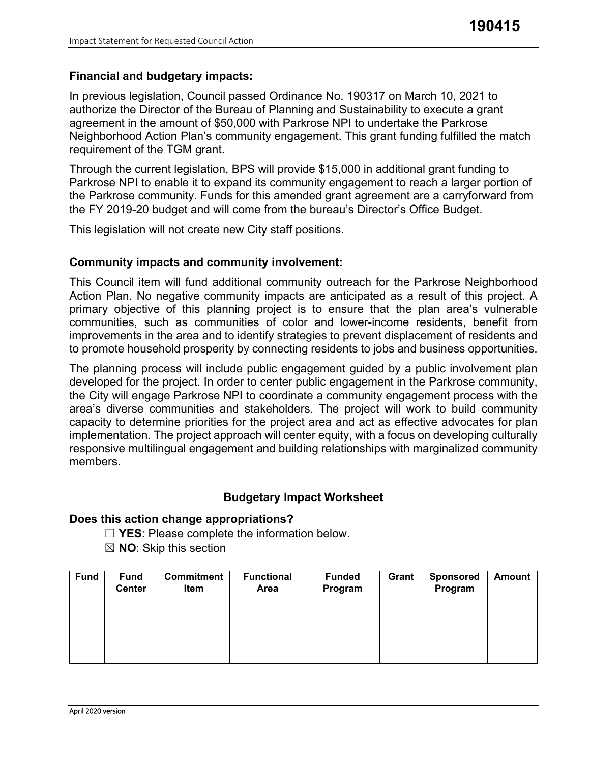## Financial and budgetary impacts:

In previous legislation, Council passed Ordinance No. 190317 on March 10, 2021 to authorize the Director of the Bureau of Planning and Sustainability to execute a grant agreement in the amount of $50,000 with Parkrose NPI to undertake the Parkrose Neighborhood Action Plan's community engagement. This grant funding fulfilled the match requirement of the TGM grant.

Through the current legislation, BPS will provide $15,000 in additional grant funding to Parkrose NPI to enable it to expand its community engagement to reach a larger portion of the Parkrose community. Funds for this amended grant agreement are a carryforward from the FY 2019-20 budget and will come from the bureau's Director's Office Budget.

This legislation will not create new City staff positions.

## Community impacts and community involvement:

This Council item will fund additional community outreach for the Parkrose Neighborhood Action Plan. No negative community impacts are anticipated as a result of this project. A primary objective of this planning project is to ensure that the plan area's vulnerable communities, such as communities of color and lower-income residents, benefit from improvements in the area and to identify strategies to prevent displacement of residents and to promote household prosperity by connecting residents to jobs and business opportunities.

The planning process will include public engagement guided by a public involvement plan developed for the project. In order to center public engagement in the Parkrose community, the City will engage Parkrose NPI to coordinate a community engagement process with the area's diverse communities and stakeholders. The project will work to build community capacity to determine priorities for the project area and act as effective advocates for plan implementation. The project approach will center equity, with a focus on developing culturally responsive multilingual engagement and building relationships with marginalized community members.

### Budgetary Impact Worksheet

**Does this action change appropriations?**

☐ **YES**: Please complete the information below.

☒ **NO**: Skip this section

| Fund | Fund Center | Commitment Item | Functional Area | Funded Program | Grant | Sponsored Program | Amount |
|---|---|---|---|---|---|---|---|
| | | | | | | | |
| | | | | | | | |
| | | | | | | | |